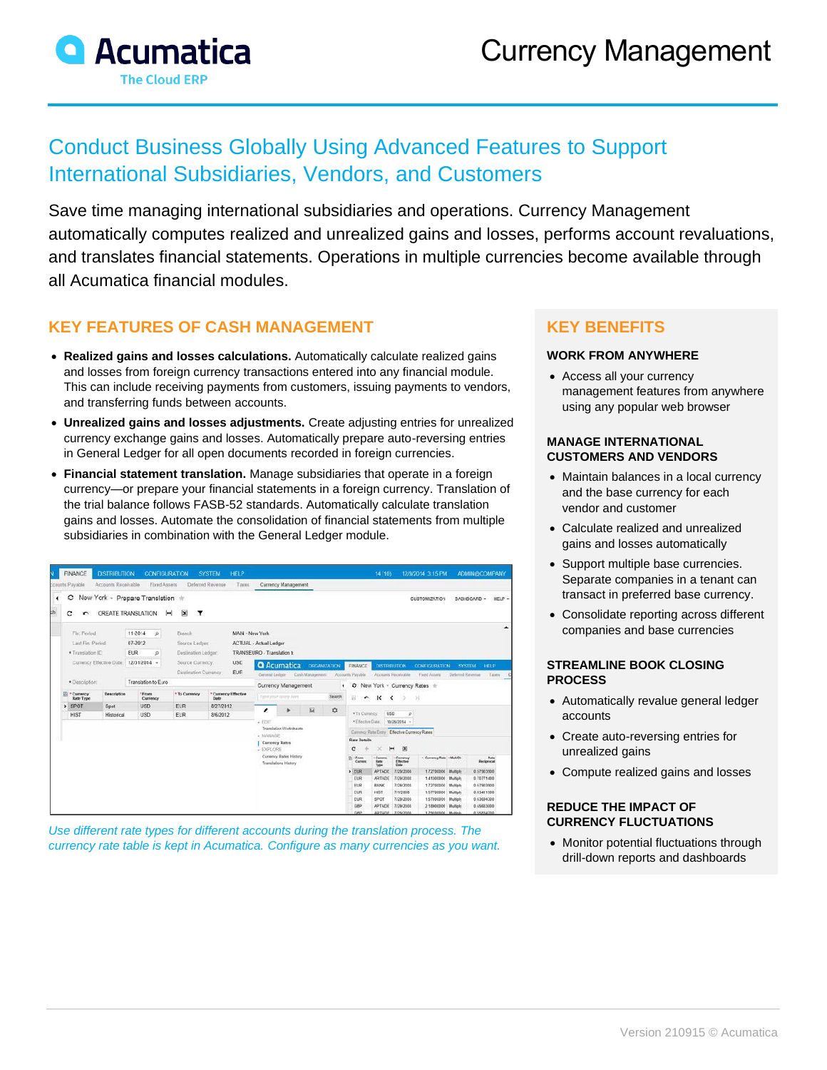# Currency Management

Acumatica
The Cloud ERP

## Conduct Business Globally Using Advanced Features to Support International Subsidiaries, Vendors, and Customers

Save time managing international subsidiaries and operations. Currency Management automatically computes realized and unrealized gains and losses, performs account revaluations, and translates financial statements. Operations in multiple currencies become available through all Acumatica financial modules.

### KEY FEATURES OF CASH MANAGEMENT

- **Realized gains and losses calculations.** Automatically calculate realized gains and losses from foreign currency transactions entered into any financial module. This can include receiving payments from customers, issuing payments to vendors, and transferring funds between accounts.
- **Unrealized gains and losses adjustments.** Create adjusting entries for unrealized currency exchange gains and losses. Automatically prepare auto-reversing entries in General Ledger for all open documents recorded in foreign currencies.
- **Financial statement translation.** Manage subsidiaries that operate in a foreign currency—or prepare your financial statements in a foreign currency. Translation of the trial balance follows FASB-52 standards. Automatically calculate translation gains and losses. Automate the consolidation of financial statements from multiple subsidiaries in combination with the General Ledger module.

*Use different rate types for different accounts during the translation process. The currency rate table is kept in Acumatica. Configure as many currencies as you want.*

### KEY BENEFITS

#### WORK FROM ANYWHERE

- Access all your currency management features from anywhere using any popular web browser

#### MANAGE INTERNATIONAL CUSTOMERS AND VENDORS

- Maintain balances in a local currency and the base currency for each vendor and customer
- Calculate realized and unrealized gains and losses automatically
- Support multiple base currencies. Separate companies in a tenant can transact in preferred base currency.
- Consolidate reporting across different companies and base currencies

#### STREAMLINE BOOK CLOSING PROCESS

- Automatically revalue general ledger accounts
- Create auto-reversing entries for unrealized gains
- Compute realized gains and losses

#### REDUCE THE IMPACT OF CURRENCY FLUCTUATIONS

- Monitor potential fluctuations through drill-down reports and dashboards

Version 210915 © Acumatica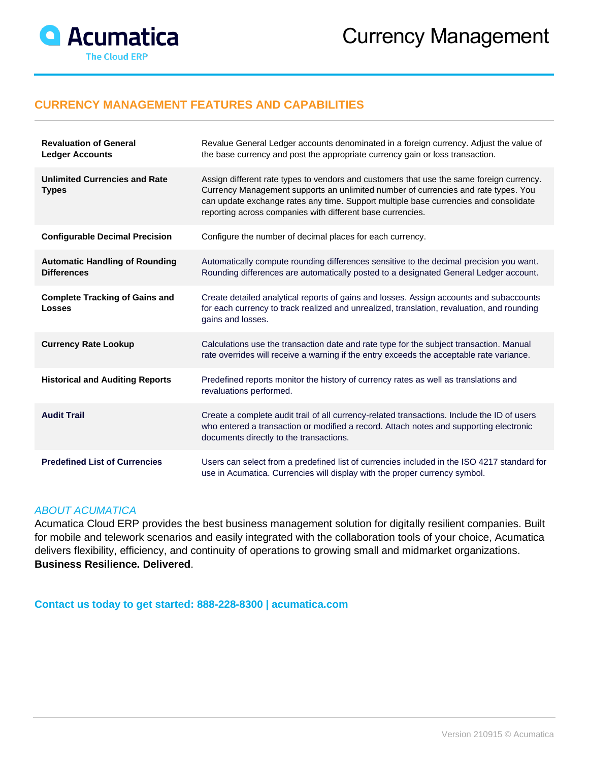## CURRENCY MANAGEMENT FEATURES AND CAPABILITIES

| | |
|---|---|
| **Revaluation of General Ledger Accounts** | Revalue General Ledger accounts denominated in a foreign currency. Adjust the value of the base currency and post the appropriate currency gain or loss transaction. |
| **Unlimited Currencies and Rate Types** | Assign different rate types to vendors and customers that use the same foreign currency. Currency Management supports an unlimited number of currencies and rate types. You can update exchange rates any time. Support multiple base currencies and consolidate reporting across companies with different base currencies. |
| **Configurable Decimal Precision** | Configure the number of decimal places for each currency. |
| **Automatic Handling of Rounding Differences** | Automatically compute rounding differences sensitive to the decimal precision you want. Rounding differences are automatically posted to a designated General Ledger account. |
| **Complete Tracking of Gains and Losses** | Create detailed analytical reports of gains and losses. Assign accounts and subaccounts for each currency to track realized and unrealized, translation, revaluation, and rounding gains and losses. |
| **Currency Rate Lookup** | Calculations use the transaction date and rate type for the subject transaction. Manual rate overrides will receive a warning if the entry exceeds the acceptable rate variance. |
| **Historical and Auditing Reports** | Predefined reports monitor the history of currency rates as well as translations and revaluations performed. |
| **Audit Trail** | Create a complete audit trail of all currency-related transactions. Include the ID of users who entered a transaction or modified a record. Attach notes and supporting electronic documents directly to the transactions. |
| **Predefined List of Currencies** | Users can select from a predefined list of currencies included in the ISO 4217 standard for use in Acumatica. Currencies will display with the proper currency symbol. |

### *ABOUT ACUMATICA*

Acumatica Cloud ERP provides the best business management solution for digitally resilient companies. Built for mobile and telework scenarios and easily integrated with the collaboration tools of your choice, Acumatica delivers flexibility, efficiency, and continuity of operations to growing small and midmarket organizations. **Business Resilience. Delivered**.

**Contact us today to get started: 888-228-8300 | acumatica.com**

Version 210915 © Acumatica